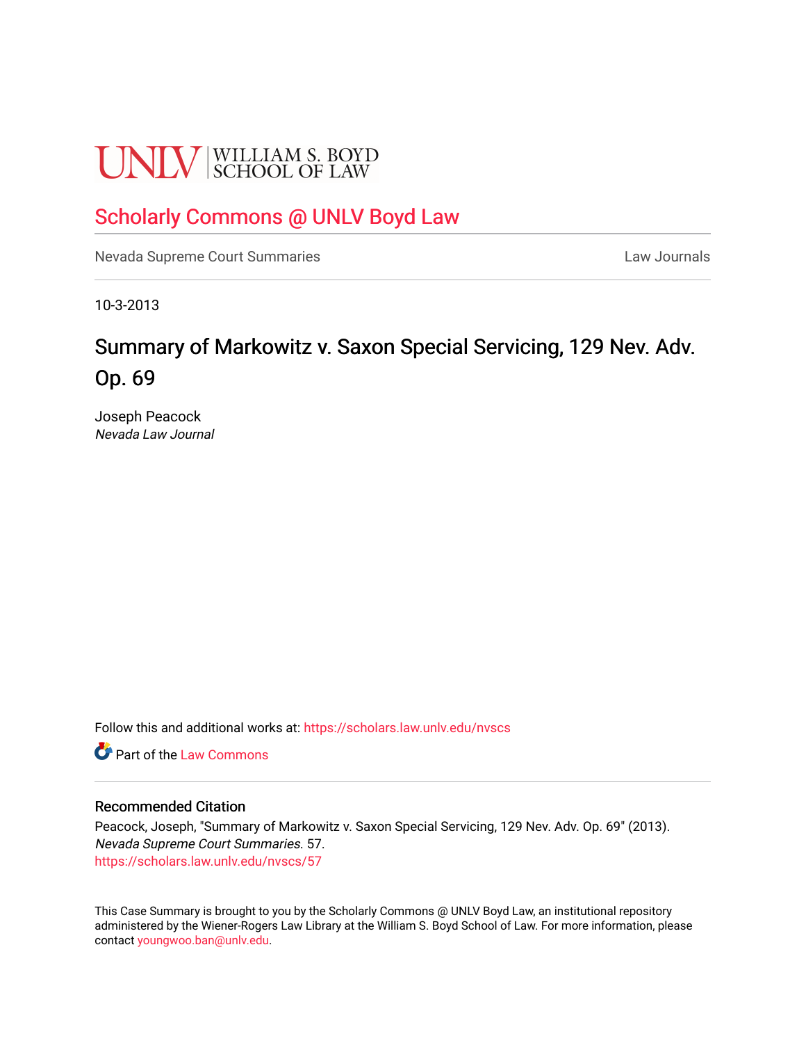UNLV | WILLIAM S. BOYD SCHOOL OF LAW

# Scholarly Commons @ UNLV Boyd Law

Nevada Supreme Court Summaries | Law Journals

10-3-2013

# Summary of Markowitz v. Saxon Special Servicing, 129 Nev. Adv. Op. 69

Joseph Peacock
*Nevada Law Journal*

Follow this and additional works at: https://scholars.law.unlv.edu/nvscs

Part of the Law Commons

## Recommended Citation

Peacock, Joseph, "Summary of Markowitz v. Saxon Special Servicing, 129 Nev. Adv. Op. 69" (2013). *Nevada Supreme Court Summaries*. 57.
https://scholars.law.unlv.edu/nvscs/57

This Case Summary is brought to you by the Scholarly Commons @ UNLV Boyd Law, an institutional repository administered by the Wiener-Rogers Law Library at the William S. Boyd School of Law. For more information, please contact youngwoo.ban@unlv.edu.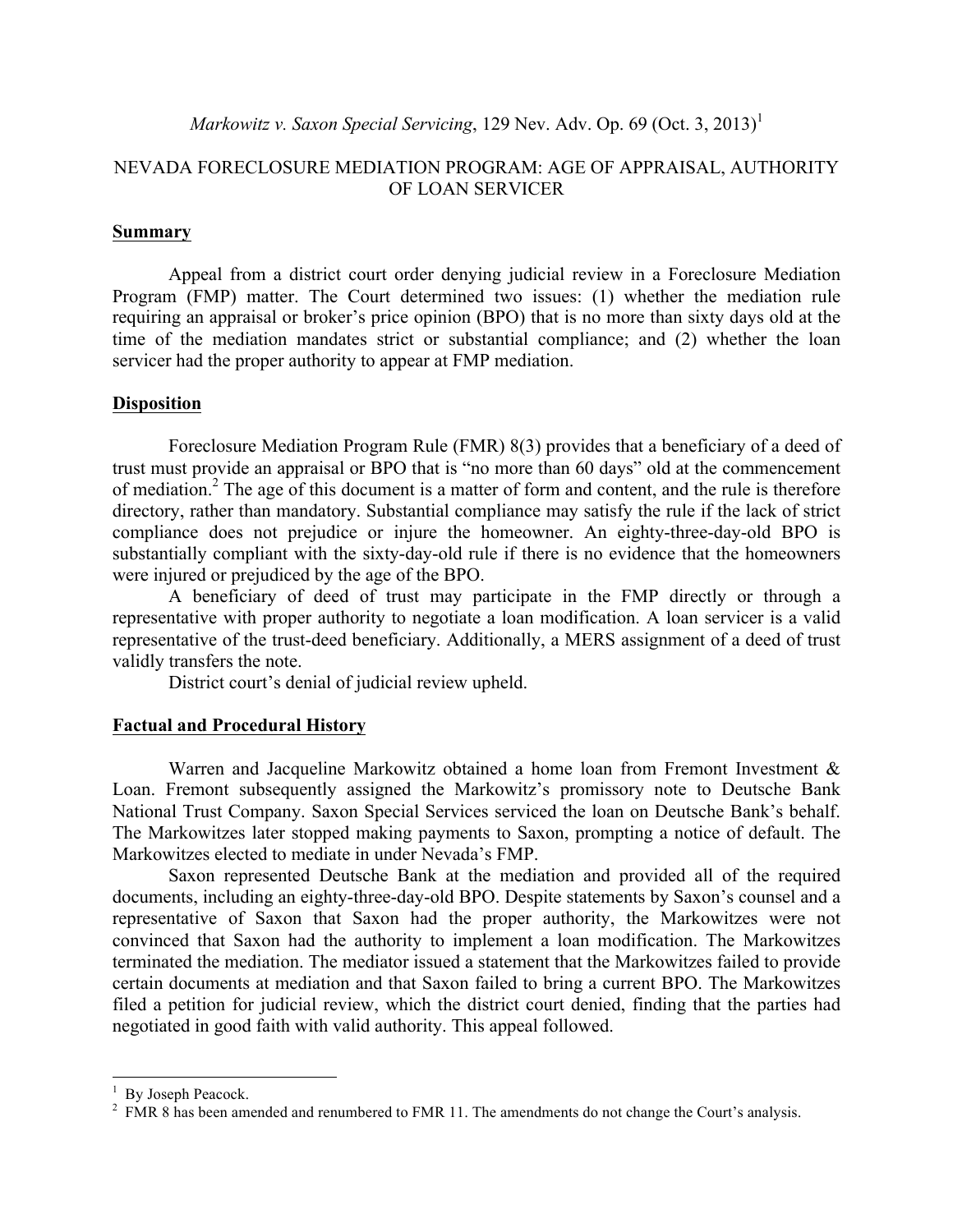*Markowitz v. Saxon Special Servicing*, 129 Nev. Adv. Op. 69 (Oct. 3, 2013)[1]

NEVADA FORECLOSURE MEDIATION PROGRAM: AGE OF APPRAISAL, AUTHORITY OF LOAN SERVICER

## Summary

Appeal from a district court order denying judicial review in a Foreclosure Mediation Program (FMP) matter. The Court determined two issues: (1) whether the mediation rule requiring an appraisal or broker's price opinion (BPO) that is no more than sixty days old at the time of the mediation mandates strict or substantial compliance; and (2) whether the loan servicer had the proper authority to appear at FMP mediation.

## Disposition

Foreclosure Mediation Program Rule (FMR) 8(3) provides that a beneficiary of a deed of trust must provide an appraisal or BPO that is "no more than 60 days" old at the commencement of mediation.[2] The age of this document is a matter of form and content, and the rule is therefore directory, rather than mandatory. Substantial compliance may satisfy the rule if the lack of strict compliance does not prejudice or injure the homeowner. An eighty-three-day-old BPO is substantially compliant with the sixty-day-old rule if there is no evidence that the homeowners were injured or prejudiced by the age of the BPO.

A beneficiary of deed of trust may participate in the FMP directly or through a representative with proper authority to negotiate a loan modification. A loan servicer is a valid representative of the trust-deed beneficiary. Additionally, a MERS assignment of a deed of trust validly transfers the note.

District court's denial of judicial review upheld.

## Factual and Procedural History

Warren and Jacqueline Markowitz obtained a home loan from Fremont Investment & Loan. Fremont subsequently assigned the Markowitz's promissory note to Deutsche Bank National Trust Company. Saxon Special Services serviced the loan on Deutsche Bank's behalf. The Markowitzes later stopped making payments to Saxon, prompting a notice of default. The Markowitzes elected to mediate in under Nevada's FMP.

Saxon represented Deutsche Bank at the mediation and provided all of the required documents, including an eighty-three-day-old BPO. Despite statements by Saxon's counsel and a representative of Saxon that Saxon had the proper authority, the Markowitzes were not convinced that Saxon had the authority to implement a loan modification. The Markowitzes terminated the mediation. The mediator issued a statement that the Markowitzes failed to provide certain documents at mediation and that Saxon failed to bring a current BPO. The Markowitzes filed a petition for judicial review, which the district court denied, finding that the parties had negotiated in good faith with valid authority. This appeal followed.

---

[1] By Joseph Peacock.

[2] FMR 8 has been amended and renumbered to FMR 11. The amendments do not change the Court's analysis.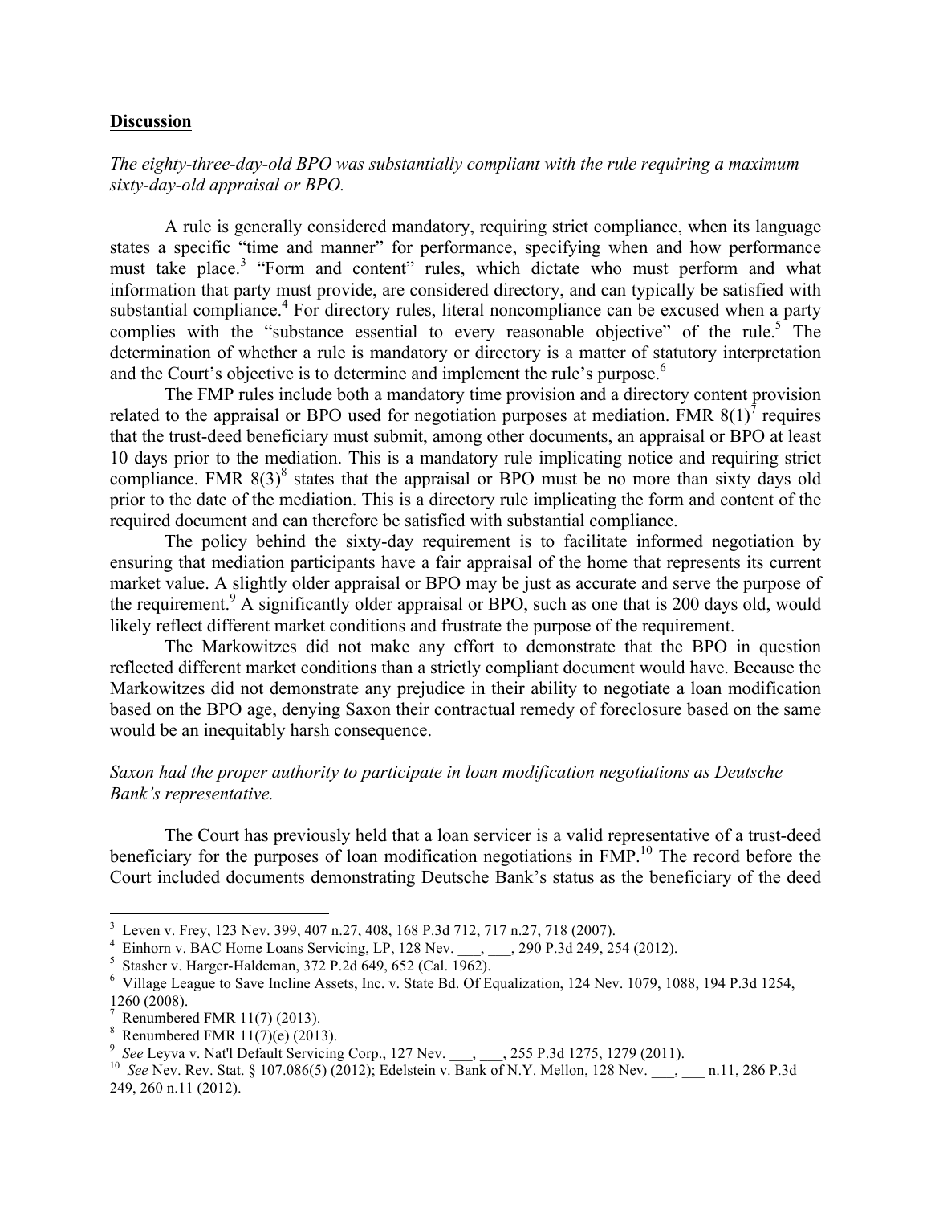## **Discussion**

*The eighty-three-day-old BPO was substantially compliant with the rule requiring a maximum sixty-day-old appraisal or BPO.*

A rule is generally considered mandatory, requiring strict compliance, when its language states a specific "time and manner" for performance, specifying when and how performance must take place.[3] "Form and content" rules, which dictate who must perform and what information that party must provide, are considered directory, and can typically be satisfied with substantial compliance.[4] For directory rules, literal noncompliance can be excused when a party complies with the "substance essential to every reasonable objective" of the rule.[5] The determination of whether a rule is mandatory or directory is a matter of statutory interpretation and the Court's objective is to determine and implement the rule's purpose.[6]

The FMP rules include both a mandatory time provision and a directory content provision related to the appraisal or BPO used for negotiation purposes at mediation. FMR 8(1)[7] requires that the trust-deed beneficiary must submit, among other documents, an appraisal or BPO at least 10 days prior to the mediation. This is a mandatory rule implicating notice and requiring strict compliance. FMR 8(3)[8] states that the appraisal or BPO must be no more than sixty days old prior to the date of the mediation. This is a directory rule implicating the form and content of the required document and can therefore be satisfied with substantial compliance.

The policy behind the sixty-day requirement is to facilitate informed negotiation by ensuring that mediation participants have a fair appraisal of the home that represents its current market value. A slightly older appraisal or BPO may be just as accurate and serve the purpose of the requirement.[9] A significantly older appraisal or BPO, such as one that is 200 days old, would likely reflect different market conditions and frustrate the purpose of the requirement.

The Markowitzes did not make any effort to demonstrate that the BPO in question reflected different market conditions than a strictly compliant document would have. Because the Markowitzes did not demonstrate any prejudice in their ability to negotiate a loan modification based on the BPO age, denying Saxon their contractual remedy of foreclosure based on the same would be an inequitably harsh consequence.

*Saxon had the proper authority to participate in loan modification negotiations as Deutsche Bank's representative.*

The Court has previously held that a loan servicer is a valid representative of a trust-deed beneficiary for the purposes of loan modification negotiations in FMP.[10] The record before the Court included documents demonstrating Deutsche Bank's status as the beneficiary of the deed

---

[3] Leven v. Frey, 123 Nev. 399, 407 n.27, 408, 168 P.3d 712, 717 n.27, 718 (2007).

[4] Einhorn v. BAC Home Loans Servicing, LP, 128 Nev. ___, ___, 290 P.3d 249, 254 (2012).

[5] Stasher v. Harger-Haldeman, 372 P.2d 649, 652 (Cal. 1962).

[6] Village League to Save Incline Assets, Inc. v. State Bd. Of Equalization, 124 Nev. 1079, 1088, 194 P.3d 1254, 1260 (2008).

[7] Renumbered FMR 11(7) (2013).

[8] Renumbered FMR 11(7)(e) (2013).

[9] *See* Leyva v. Nat'l Default Servicing Corp., 127 Nev. ___, ___, 255 P.3d 1275, 1279 (2011).

[10] *See* Nev. Rev. Stat. § 107.086(5) (2012); Edelstein v. Bank of N.Y. Mellon, 128 Nev. ___, ___ n.11, 286 P.3d 249, 260 n.11 (2012).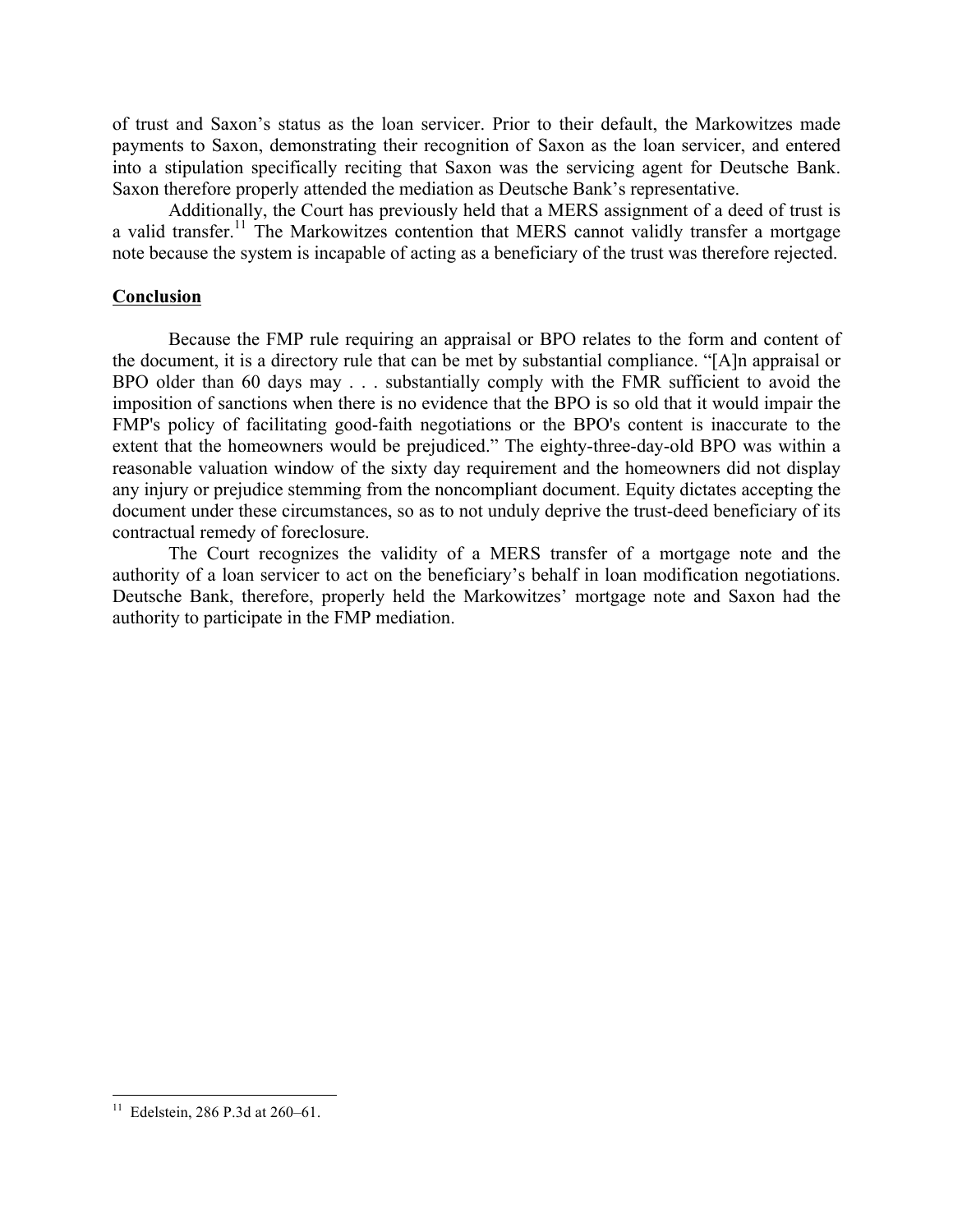of trust and Saxon's status as the loan servicer. Prior to their default, the Markowitzes made payments to Saxon, demonstrating their recognition of Saxon as the loan servicer, and entered into a stipulation specifically reciting that Saxon was the servicing agent for Deutsche Bank. Saxon therefore properly attended the mediation as Deutsche Bank's representative.

Additionally, the Court has previously held that a MERS assignment of a deed of trust is a valid transfer.[11] The Markowitzes contention that MERS cannot validly transfer a mortgage note because the system is incapable of acting as a beneficiary of the trust was therefore rejected.

**Conclusion**

Because the FMP rule requiring an appraisal or BPO relates to the form and content of the document, it is a directory rule that can be met by substantial compliance. "[A]n appraisal or BPO older than 60 days may . . . substantially comply with the FMR sufficient to avoid the imposition of sanctions when there is no evidence that the BPO is so old that it would impair the FMP's policy of facilitating good-faith negotiations or the BPO's content is inaccurate to the extent that the homeowners would be prejudiced." The eighty-three-day-old BPO was within a reasonable valuation window of the sixty day requirement and the homeowners did not display any injury or prejudice stemming from the noncompliant document. Equity dictates accepting the document under these circumstances, so as to not unduly deprive the trust-deed beneficiary of its contractual remedy of foreclosure.

The Court recognizes the validity of a MERS transfer of a mortgage note and the authority of a loan servicer to act on the beneficiary's behalf in loan modification negotiations. Deutsche Bank, therefore, properly held the Markowitzes' mortgage note and Saxon had the authority to participate in the FMP mediation.

---

[11] Edelstein, 286 P.3d at 260–61.